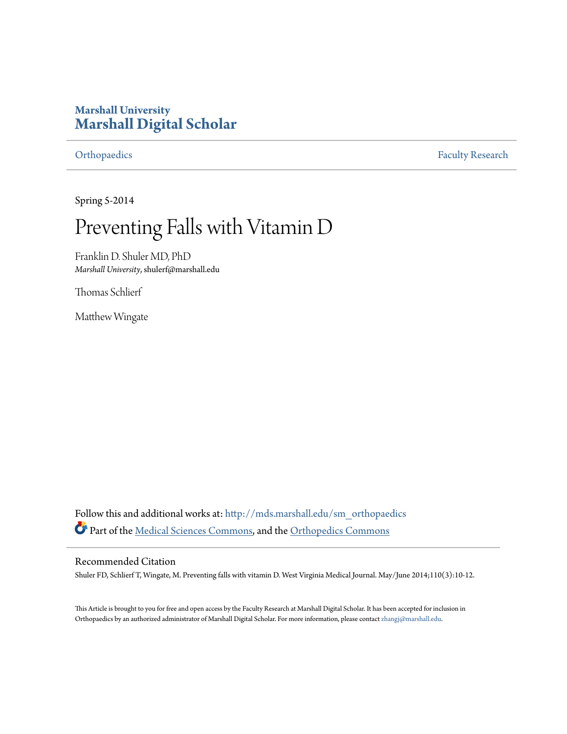**Marshall University**
## Marshall Digital Scholar

Orthopaedics | Faculty Research

Spring 5-2014

# Preventing Falls with Vitamin D

Franklin D. Shuler MD, PhD
*Marshall University*, shulerf@marshall.edu

Thomas Schlierf

Matthew Wingate

Follow this and additional works at: http://mds.marshall.edu/sm_orthopaedics

Part of the Medical Sciences Commons, and the Orthopedics Commons

### Recommended Citation

Shuler FD, Schlierf T, Wingate, M. Preventing falls with vitamin D. West Virginia Medical Journal. May/June 2014;110(3):10-12.

This Article is brought to you for free and open access by the Faculty Research at Marshall Digital Scholar. It has been accepted for inclusion in Orthopaedics by an authorized administrator of Marshall Digital Scholar. For more information, please contact zhangj@marshall.edu.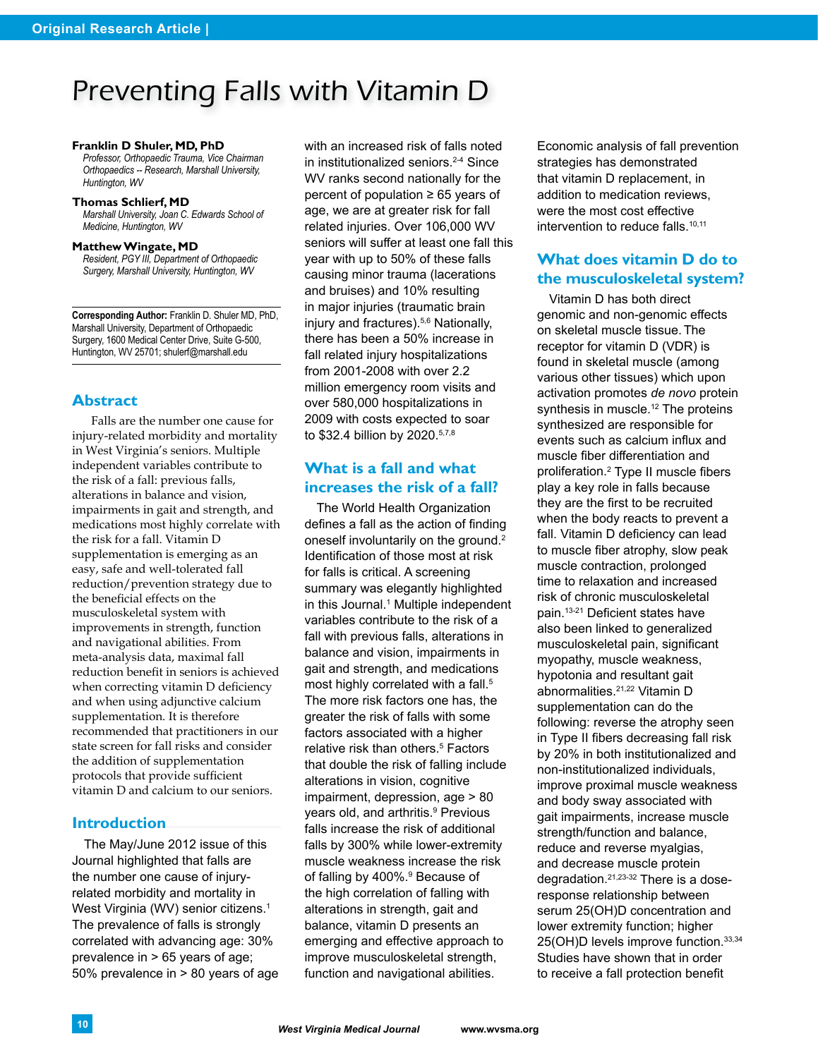# Preventing Falls with Vitamin D

**Franklin D Shuler, MD, PhD**
*Professor, Orthopaedic Trauma, Vice Chairman Orthopaedics -- Research, Marshall University, Huntington, WV*

**Thomas Schlierf, MD**
*Marshall University, Joan C. Edwards School of Medicine, Huntington, WV*

**Matthew Wingate, MD**
*Resident, PGY III, Department of Orthopaedic Surgery, Marshall University, Huntington, WV*

**Corresponding Author:** Franklin D. Shuler MD, PhD, Marshall University, Department of Orthopaedic Surgery, 1600 Medical Center Drive, Suite G-500, Huntington, WV 25701; shulerf@marshall.edu

## Abstract

Falls are the number one cause for injury-related morbidity and mortality in West Virginia's seniors. Multiple independent variables contribute to the risk of a fall: previous falls, alterations in balance and vision, impairments in gait and strength, and medications most highly correlate with the risk for a fall. Vitamin D supplementation is emerging as an easy, safe and well-tolerated fall reduction/prevention strategy due to the beneficial effects on the musculoskeletal system with improvements in strength, function and navigational abilities. From meta-analysis data, maximal fall reduction benefit in seniors is achieved when correcting vitamin D deficiency and when using adjunctive calcium supplementation. It is therefore recommended that practitioners in our state screen for fall risks and consider the addition of supplementation protocols that provide sufficient vitamin D and calcium to our seniors.

## Introduction

The May/June 2012 issue of this Journal highlighted that falls are the number one cause of injury-related morbidity and mortality in West Virginia (WV) senior citizens.[1] The prevalence of falls is strongly correlated with advancing age: 30% prevalence in > 65 years of age; 50% prevalence in > 80 years of age with an increased risk of falls noted in institutionalized seniors.[2-4] Since WV ranks second nationally for the percent of population ≥ 65 years of age, we are at greater risk for fall related injuries. Over 106,000 WV seniors will suffer at least one fall this year with up to 50% of these falls causing minor trauma (lacerations and bruises) and 10% resulting in major injuries (traumatic brain injury and fractures).[5,6] Nationally, there has been a 50% increase in fall related injury hospitalizations from 2001-2008 with over 2.2 million emergency room visits and over 580,000 hospitalizations in 2009 with costs expected to soar to $32.4 billion by 2020.[5,7,8]

## What is a fall and what increases the risk of a fall?

The World Health Organization defines a fall as the action of finding oneself involuntarily on the ground.[2] Identification of those most at risk for falls is critical. A screening summary was elegantly highlighted in this Journal.[1] Multiple independent variables contribute to the risk of a fall with previous falls, alterations in balance and vision, impairments in gait and strength, and medications most highly correlated with a fall.[5] The more risk factors one has, the greater the risk of falls with some factors associated with a higher relative risk than others.[5] Factors that double the risk of falling include alterations in vision, cognitive impairment, depression, age > 80 years old, and arthritis.[9] Previous falls increase the risk of additional falls by 300% while lower-extremity muscle weakness increase the risk of falling by 400%.[9] Because of the high correlation of falling with alterations in strength, gait and balance, vitamin D presents an emerging and effective approach to improve musculoskeletal strength, function and navigational abilities. Economic analysis of fall prevention strategies has demonstrated that vitamin D replacement, in addition to medication reviews, were the most cost effective intervention to reduce falls.[10,11]

## What does vitamin D do to the musculoskeletal system?

Vitamin D has both direct genomic and non-genomic effects on skeletal muscle tissue. The receptor for vitamin D (VDR) is found in skeletal muscle (among various other tissues) which upon activation promotes *de novo* protein synthesis in muscle.[12] The proteins synthesized are responsible for events such as calcium influx and muscle fiber differentiation and proliferation.[2] Type II muscle fibers play a key role in falls because they are the first to be recruited when the body reacts to prevent a fall. Vitamin D deficiency can lead to muscle fiber atrophy, slow peak muscle contraction, prolonged time to relaxation and increased risk of chronic musculoskeletal pain.[13-21] Deficient states have also been linked to generalized musculoskeletal pain, significant myopathy, muscle weakness, hypotonia and resultant gait abnormalities.[21,22] Vitamin D supplementation can do the following: reverse the atrophy seen in Type II fibers decreasing fall risk by 20% in both institutionalized and non-institutionalized individuals, improve proximal muscle weakness and body sway associated with gait impairments, increase muscle strength/function and balance, reduce and reverse myalgias, and decrease muscle protein degradation.[21,23-32] There is a dose-response relationship between serum 25(OH)D concentration and lower extremity function; higher 25(OH)D levels improve function.[33,34] Studies have shown that in order to receive a fall protection benefit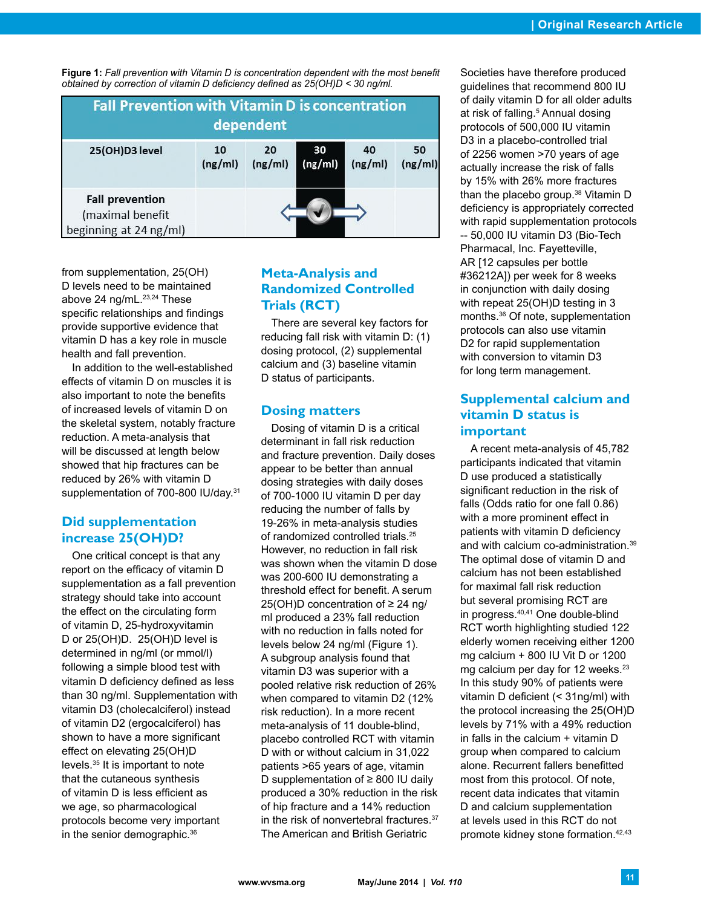**Figure 1:** *Fall prevention with Vitamin D is concentration dependent with the most benefit obtained by correction of vitamin D deficiency defined as 25(OH)D < 30 ng/ml.*

| Fall Prevention with Vitamin D is concentration dependent | | | | | |
|---|---|---|---|---|---|
| **25(OH)D3 level** | 10 (ng/ml) | 20 (ng/ml) | 30 (ng/ml) | 40 (ng/ml) | 50 (ng/ml) |
| **Fall prevention** (maximal benefit beginning at 24 ng/ml) | | | ⇦ ✓ ⇨ | | |

from supplementation, 25(OH) D levels need to be maintained above 24 ng/mL.[23,24] These specific relationships and findings provide supportive evidence that vitamin D has a key role in muscle health and fall prevention.

In addition to the well-established effects of vitamin D on muscles it is also important to note the benefits of increased levels of vitamin D on the skeletal system, notably fracture reduction. A meta-analysis that will be discussed at length below showed that hip fractures can be reduced by 26% with vitamin D supplementation of 700-800 IU/day.[31]

## Did supplementation increase 25(OH)D?

One critical concept is that any report on the efficacy of vitamin D supplementation as a fall prevention strategy should take into account the effect on the circulating form of vitamin D, 25-hydroxyvitamin D or 25(OH)D. 25(OH)D level is determined in ng/ml (or mmol/l) following a simple blood test with vitamin D deficiency defined as less than 30 ng/ml. Supplementation with vitamin D3 (cholecalciferol) instead of vitamin D2 (ergocalciferol) has shown to have a more significant effect on elevating 25(OH)D levels.[35] It is important to note that the cutaneous synthesis of vitamin D is less efficient as we age, so pharmacological protocols become very important in the senior demographic.[36]

## Meta-Analysis and Randomized Controlled Trials (RCT)

There are several key factors for reducing fall risk with vitamin D: (1) dosing protocol, (2) supplemental calcium and (3) baseline vitamin D status of participants.

## Dosing matters

Dosing of vitamin D is a critical determinant in fall risk reduction and fracture prevention. Daily doses appear to be better than annual dosing strategies with daily doses of 700-1000 IU vitamin D per day reducing the number of falls by 19-26% in meta-analysis studies of randomized controlled trials.[25] However, no reduction in fall risk was shown when the vitamin D dose was 200-600 IU demonstrating a threshold effect for benefit. A serum 25(OH)D concentration of ≥ 24 ng/ml produced a 23% fall reduction with no reduction in falls noted for levels below 24 ng/ml (Figure 1). A subgroup analysis found that vitamin D3 was superior with a pooled relative risk reduction of 26% when compared to vitamin D2 (12% risk reduction). In a more recent meta-analysis of 11 double-blind, placebo controlled RCT with vitamin D with or without calcium in 31,022 patients >65 years of age, vitamin D supplementation of ≥ 800 IU daily produced a 30% reduction in the risk of hip fracture and a 14% reduction in the risk of nonvertebral fractures.[37] The American and British Geriatric Societies have therefore produced guidelines that recommend 800 IU of daily vitamin D for all older adults at risk of falling.[5] Annual dosing protocols of 500,000 IU vitamin D3 in a placebo-controlled trial of 2256 women >70 years of age actually increase the risk of falls by 15% with 26% more fractures than the placebo group.[38] Vitamin D deficiency is appropriately corrected with rapid supplementation protocols -- 50,000 IU vitamin D3 (Bio-Tech Pharmacal, Inc. Fayetteville, AR [12 capsules per bottle #36212A]) per week for 8 weeks in conjunction with daily dosing with repeat 25(OH)D testing in 3 months.[36] Of note, supplementation protocols can also use vitamin D2 for rapid supplementation with conversion to vitamin D3 for long term management.

## Supplemental calcium and vitamin D status is important

A recent meta-analysis of 45,782 participants indicated that vitamin D use produced a statistically significant reduction in the risk of falls (Odds ratio for one fall 0.86) with a more prominent effect in patients with vitamin D deficiency and with calcium co-administration.[39] The optimal dose of vitamin D and calcium has not been established for maximal fall risk reduction but several promising RCT are in progress.[40,41] One double-blind RCT worth highlighting studied 122 elderly women receiving either 1200 mg calcium + 800 IU Vit D or 1200 mg calcium per day for 12 weeks.[23] In this study 90% of patients were vitamin D deficient (< 31ng/ml) with the protocol increasing the 25(OH)D levels by 71% with a 49% reduction in falls in the calcium + vitamin D group when compared to calcium alone. Recurrent fallers benefitted most from this protocol. Of note, recent data indicates that vitamin D and calcium supplementation at levels used in this RCT do not promote kidney stone formation.[42,43]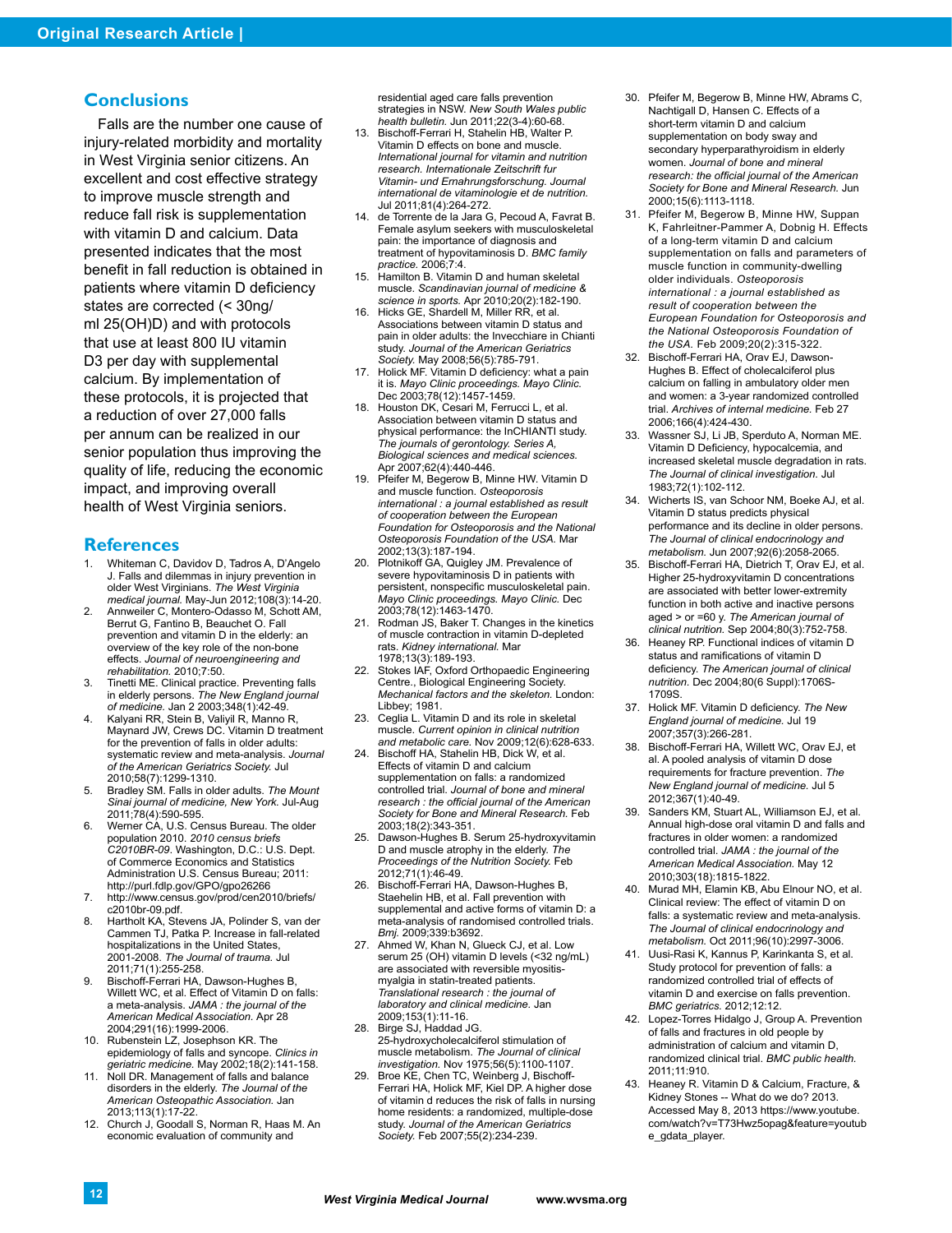## Conclusions

Falls are the number one cause of injury-related morbidity and mortality in West Virginia senior citizens. An excellent and cost effective strategy to improve muscle strength and reduce fall risk is supplementation with vitamin D and calcium. Data presented indicates that the most benefit in fall reduction is obtained in patients where vitamin D deficiency states are corrected (< 30ng/ml 25(OH)D) and with protocols that use at least 800 IU vitamin D3 per day with supplemental calcium. By implementation of these protocols, it is projected that a reduction of over 27,000 falls per annum can be realized in our senior population thus improving the quality of life, reducing the economic impact, and improving overall health of West Virginia seniors.

## References

1. Whiteman C, Davidov D, Tadros A, D'Angelo J. Falls and dilemmas in injury prevention in older West Virginians. *The West Virginia medical journal.* May-Jun 2012;108(3):14-20.
2. Annweiler C, Montero-Odasso M, Schott AM, Berrut G, Fantino B, Beauchet O. Fall prevention and vitamin D in the elderly: an overview of the key role of the non-bone effects. *Journal of neuroengineering and rehabilitation.* 2010;7:50.
3. Tinetti ME. Clinical practice. Preventing falls in elderly persons. *The New England journal of medicine.* Jan 2 2003;348(1):42-49.
4. Kalyani RR, Stein B, Valiyil R, Manno R, Maynard JW, Crews DC. Vitamin D treatment for the prevention of falls in older adults: systematic review and meta-analysis. *Journal of the American Geriatrics Society.* Jul 2010;58(7):1299-1310.
5. Bradley SM. Falls in older adults. *The Mount Sinai journal of medicine, New York.* Jul-Aug 2011;78(4):590-595.
6. Werner CA, U.S. Census Bureau. The older population 2010. *2010 census briefs C2010BR-09.* Washington, D.C.: U.S. Dept. of Commerce Economics and Statistics Administration U.S. Census Bureau; 2011: http://purl.fdlp.gov/GPO/gpo26266
7. http://www.census.gov/prod/cen2010/briefs/c2010br-09.pdf.
8. Hartholt KA, Stevens JA, Polinder S, van der Cammen TJ, Patka P. Increase in fall-related hospitalizations in the United States, 2001-2008. *The Journal of trauma.* Jul 2011;71(1):255-258.
9. Bischoff-Ferrari HA, Dawson-Hughes B, Willett WC, et al. Effect of Vitamin D on falls: a meta-analysis. *JAMA : the journal of the American Medical Association.* Apr 28 2004;291(16):1999-2006.
10. Rubenstein LZ, Josephson KR. The epidemiology of falls and syncope. *Clinics in geriatric medicine.* May 2002;18(2):141-158.
11. Noll DR. Management of falls and balance disorders in the elderly. *The Journal of the American Osteopathic Association.* Jan 2013;113(1):17-22.
12. Church J, Goodall S, Norman R, Haas M. An economic evaluation of community and residential aged care falls prevention strategies in NSW. *New South Wales public health bulletin.* Jun 2011;22(3-4):60-68.
13. Bischoff-Ferrari H, Stahelin HB, Walter P. Vitamin D effects on bone and muscle. *International journal for vitamin and nutrition research. Internationale Zeitschrift fur Vitamin- und Ernahrungsforschung. Journal international de vitaminologie et de nutrition.* Jul 2011;81(4):264-272.
14. de Torrente de la Jara G, Pecoud A, Favrat B. Female asylum seekers with musculoskeletal pain: the importance of diagnosis and treatment of hypovitaminosis D. *BMC family practice.* 2006;7:4.
15. Hamilton B. Vitamin D and human skeletal muscle. *Scandinavian journal of medicine & science in sports.* Apr 2010;20(2):182-190.
16. Hicks GE, Shardell M, Miller RR, et al. Associations between vitamin D status and pain in older adults: the Invecchiare in Chianti study. *Journal of the American Geriatrics Society.* May 2008;56(5):785-791.
17. Holick MF. Vitamin D deficiency: what a pain it is. *Mayo Clinic proceedings. Mayo Clinic.* Dec 2003;78(12):1457-1459.
18. Houston DK, Cesari M, Ferrucci L, et al. Association between vitamin D status and physical performance: the InCHIANTI study. *The journals of gerontology. Series A, Biological sciences and medical sciences.* Apr 2007;62(4):440-446.
19. Pfeifer M, Begerow B, Minne HW. Vitamin D and muscle function. *Osteoporosis international : a journal established as result of cooperation between the European Foundation for Osteoporosis and the National Osteoporosis Foundation of the USA.* Mar 2002;13(3):187-194.
20. Plotnikoff GA, Quigley JM. Prevalence of severe hypovitaminosis D in patients with persistent, nonspecific musculoskeletal pain. *Mayo Clinic proceedings. Mayo Clinic.* Dec 2003;78(12):1463-1470.
21. Rodman JS, Baker T. Changes in the kinetics of muscle contraction in vitamin D-depleted rats. *Kidney international.* Mar 1978;13(3):189-193.
22. Stokes IAF, Oxford Orthopaedic Engineering Centre., Biological Engineering Society. *Mechanical factors and the skeleton.* London: Libbey; 1981.
23. Ceglia L. Vitamin D and its role in skeletal muscle. *Current opinion in clinical nutrition and metabolic care.* Nov 2009;12(6):628-633.
24. Bischoff HA, Stahelin HB, Dick W, et al. Effects of vitamin D and calcium supplementation on falls: a randomized controlled trial. *Journal of bone and mineral research : the official journal of the American Society for Bone and Mineral Research.* Feb 2003;18(2):343-351.
25. Dawson-Hughes B. Serum 25-hydroxyvitamin D and muscle atrophy in the elderly. *The Proceedings of the Nutrition Society.* Feb 2012;71(1):46-49.
26. Bischoff-Ferrari HA, Dawson-Hughes B, Staehelin HB, et al. Fall prevention with supplemental and active forms of vitamin D: a meta-analysis of randomised controlled trials. *Bmj.* 2009;339:b3692.
27. Ahmed W, Khan N, Glueck CJ, et al. Low serum 25 (OH) vitamin D levels (<32 ng/mL) are associated with reversible myositis-myalgia in statin-treated patients. *Translational research : the journal of laboratory and clinical medicine.* Jan 2009;153(1):11-16.
28. Birge SJ, Haddad JG. 25-hydroxycholecalciferol stimulation of muscle metabolism. *The Journal of clinical investigation.* Nov 1975;56(5):1100-1107.
29. Broe KE, Chen TC, Weinberg J, Bischoff-Ferrari HA, Holick MF, Kiel DP. A higher dose of vitamin d reduces the risk of falls in nursing home residents: a randomized, multiple-dose study. *Journal of the American Geriatrics Society.* Feb 2007;55(2):234-239.
30. Pfeifer M, Begerow B, Minne HW, Abrams C, Nachtigall D, Hansen C. Effects of a short-term vitamin D and calcium supplementation on body sway and secondary hyperparathyroidism in elderly women. *Journal of bone and mineral research: the official journal of the American Society for Bone and Mineral Research.* Jun 2000;15(6):1113-1118.
31. Pfeifer M, Begerow B, Minne HW, Suppan K, Fahrleitner-Pammer A, Dobnig H. Effects of a long-term vitamin D and calcium supplementation on falls and parameters of muscle function in community-dwelling older individuals. *Osteoporosis international : a journal established as result of cooperation between the European Foundation for Osteoporosis and the National Osteoporosis Foundation of the USA.* Feb 2009;20(2):315-322.
32. Bischoff-Ferrari HA, Orav EJ, Dawson-Hughes B. Effect of cholecalciferol plus calcium on falling in ambulatory older men and women: a 3-year randomized controlled trial. *Archives of internal medicine.* Feb 27 2006;166(4):424-430.
33. Wassner SJ, Li JB, Sperduto A, Norman ME. Vitamin D Deficiency, hypocalcemia, and increased skeletal muscle degradation in rats. *The Journal of clinical investigation.* Jul 1983;72(1):102-112.
34. Wicherts IS, van Schoor NM, Boeke AJ, et al. Vitamin D status predicts physical performance and its decline in older persons. *The Journal of clinical endocrinology and metabolism.* Jun 2007;92(6):2058-2065.
35. Bischoff-Ferrari HA, Dietrich T, Orav EJ, et al. Higher 25-hydroxyvitamin D concentrations are associated with better lower-extremity function in both active and inactive persons aged > or =60 y. *The American journal of clinical nutrition.* Sep 2004;80(3):752-758.
36. Heaney RP. Functional indices of vitamin D status and ramifications of vitamin D deficiency. *The American journal of clinical nutrition.* Dec 2004;80(6 Suppl):1706S-1709S.
37. Holick MF. Vitamin D deficiency. *The New England journal of medicine.* Jul 19 2007;357(3):266-281.
38. Bischoff-Ferrari HA, Willett WC, Orav EJ, et al. A pooled analysis of vitamin D dose requirements for fracture prevention. *The New England journal of medicine.* Jul 5 2012;367(1):40-49.
39. Sanders KM, Stuart AL, Williamson EJ, et al. Annual high-dose oral vitamin D and falls and fractures in older women: a randomized controlled trial. *JAMA : the journal of the American Medical Association.* May 12 2010;303(18):1815-1822.
40. Murad MH, Elamin KB, Abu Elnour NO, et al. Clinical review: The effect of vitamin D on falls: a systematic review and meta-analysis. *The Journal of clinical endocrinology and metabolism.* Oct 2011;96(10):2997-3006.
41. Uusi-Rasi K, Kannus P, Karinkanta S, et al. Study protocol for prevention of falls: a randomized controlled trial of effects of vitamin D and exercise on falls prevention. *BMC geriatrics.* 2012;12:12.
42. Lopez-Torres Hidalgo J, Group A. Prevention of falls and fractures in old people by administration of calcium and vitamin D, randomized clinical trial. *BMC public health.* 2011;11:910.
43. Heaney R. Vitamin D & Calcium, Fracture, & Kidney Stones -- What do we do? 2013. Accessed May 8, 2013 https://www.youtube.com/watch?v=T73Hwz5opag&feature=youtube_gdata_player.